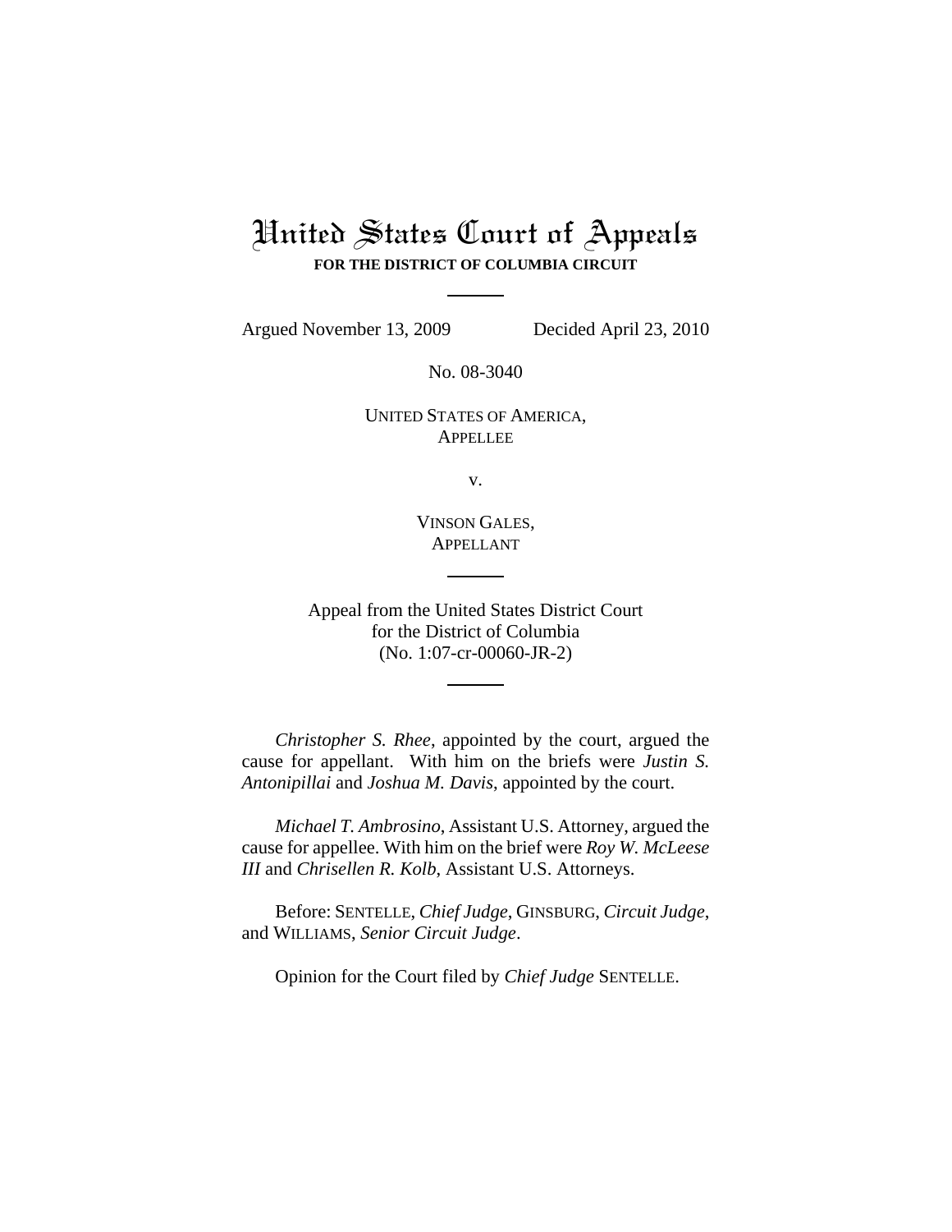# United States Court of Appeals

**FOR THE DISTRICT OF COLUMBIA CIRCUIT**

---

Argued November 13, 2009 Decided April 23, 2010

No. 08-3040

UNITED STATES OF AMERICA,
APPELLEE

v.

VINSON GALES,
APPELLANT

---

Appeal from the United States District Court
for the District of Columbia
(No. 1:07-cr-00060-JR-2)

---

*Christopher S. Rhee*, appointed by the court, argued the cause for appellant. With him on the briefs were *Justin S. Antonipillai* and *Joshua M. Davis*, appointed by the court.

*Michael T. Ambrosino*, Assistant U.S. Attorney, argued the cause for appellee. With him on the brief were *Roy W. McLeese III* and *Chrisellen R. Kolb*, Assistant U.S. Attorneys.

Before: SENTELLE, *Chief Judge*, GINSBURG, *Circuit Judge*, and WILLIAMS, *Senior Circuit Judge*.

Opinion for the Court filed by *Chief Judge* SENTELLE.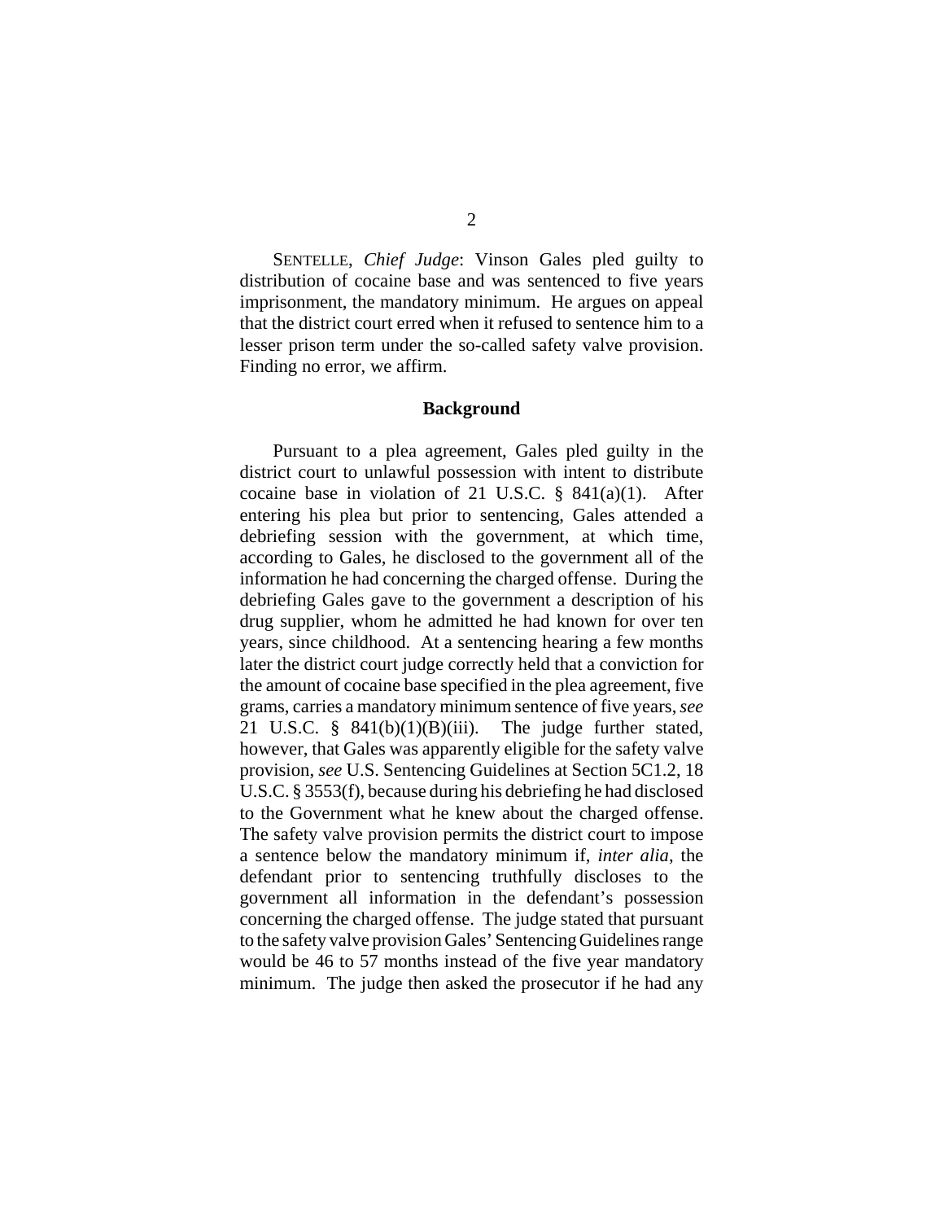SENTELLE, *Chief Judge*: Vinson Gales pled guilty to distribution of cocaine base and was sentenced to five years imprisonment, the mandatory minimum. He argues on appeal that the district court erred when it refused to sentence him to a lesser prison term under the so-called safety valve provision. Finding no error, we affirm.

## Background

Pursuant to a plea agreement, Gales pled guilty in the district court to unlawful possession with intent to distribute cocaine base in violation of 21 U.S.C. § 841(a)(1). After entering his plea but prior to sentencing, Gales attended a debriefing session with the government, at which time, according to Gales, he disclosed to the government all of the information he had concerning the charged offense. During the debriefing Gales gave to the government a description of his drug supplier, whom he admitted he had known for over ten years, since childhood. At a sentencing hearing a few months later the district court judge correctly held that a conviction for the amount of cocaine base specified in the plea agreement, five grams, carries a mandatory minimum sentence of five years, *see* 21 U.S.C. § 841(b)(1)(B)(iii). The judge further stated, however, that Gales was apparently eligible for the safety valve provision, *see* U.S. Sentencing Guidelines at Section 5C1.2, 18 U.S.C. § 3553(f), because during his debriefing he had disclosed to the Government what he knew about the charged offense. The safety valve provision permits the district court to impose a sentence below the mandatory minimum if, *inter alia*, the defendant prior to sentencing truthfully discloses to the government all information in the defendant's possession concerning the charged offense. The judge stated that pursuant to the safety valve provision Gales' Sentencing Guidelines range would be 46 to 57 months instead of the five year mandatory minimum. The judge then asked the prosecutor if he had any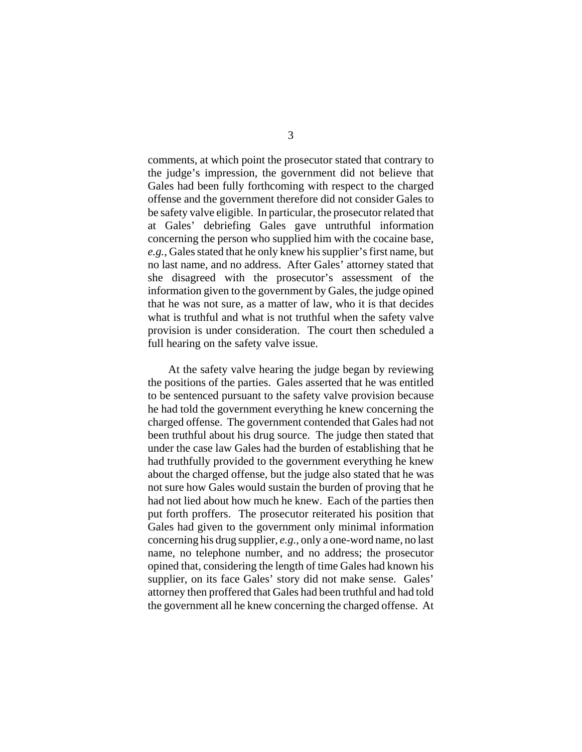comments, at which point the prosecutor stated that contrary to the judge's impression, the government did not believe that Gales had been fully forthcoming with respect to the charged offense and the government therefore did not consider Gales to be safety valve eligible. In particular, the prosecutor related that at Gales' debriefing Gales gave untruthful information concerning the person who supplied him with the cocaine base, *e.g.*, Gales stated that he only knew his supplier's first name, but no last name, and no address. After Gales' attorney stated that she disagreed with the prosecutor's assessment of the information given to the government by Gales, the judge opined that he was not sure, as a matter of law, who it is that decides what is truthful and what is not truthful when the safety valve provision is under consideration. The court then scheduled a full hearing on the safety valve issue.

At the safety valve hearing the judge began by reviewing the positions of the parties. Gales asserted that he was entitled to be sentenced pursuant to the safety valve provision because he had told the government everything he knew concerning the charged offense. The government contended that Gales had not been truthful about his drug source. The judge then stated that under the case law Gales had the burden of establishing that he had truthfully provided to the government everything he knew about the charged offense, but the judge also stated that he was not sure how Gales would sustain the burden of proving that he had not lied about how much he knew. Each of the parties then put forth proffers. The prosecutor reiterated his position that Gales had given to the government only minimal information concerning his drug supplier, *e.g.*, only a one-word name, no last name, no telephone number, and no address; the prosecutor opined that, considering the length of time Gales had known his supplier, on its face Gales' story did not make sense. Gales' attorney then proffered that Gales had been truthful and had told the government all he knew concerning the charged offense. At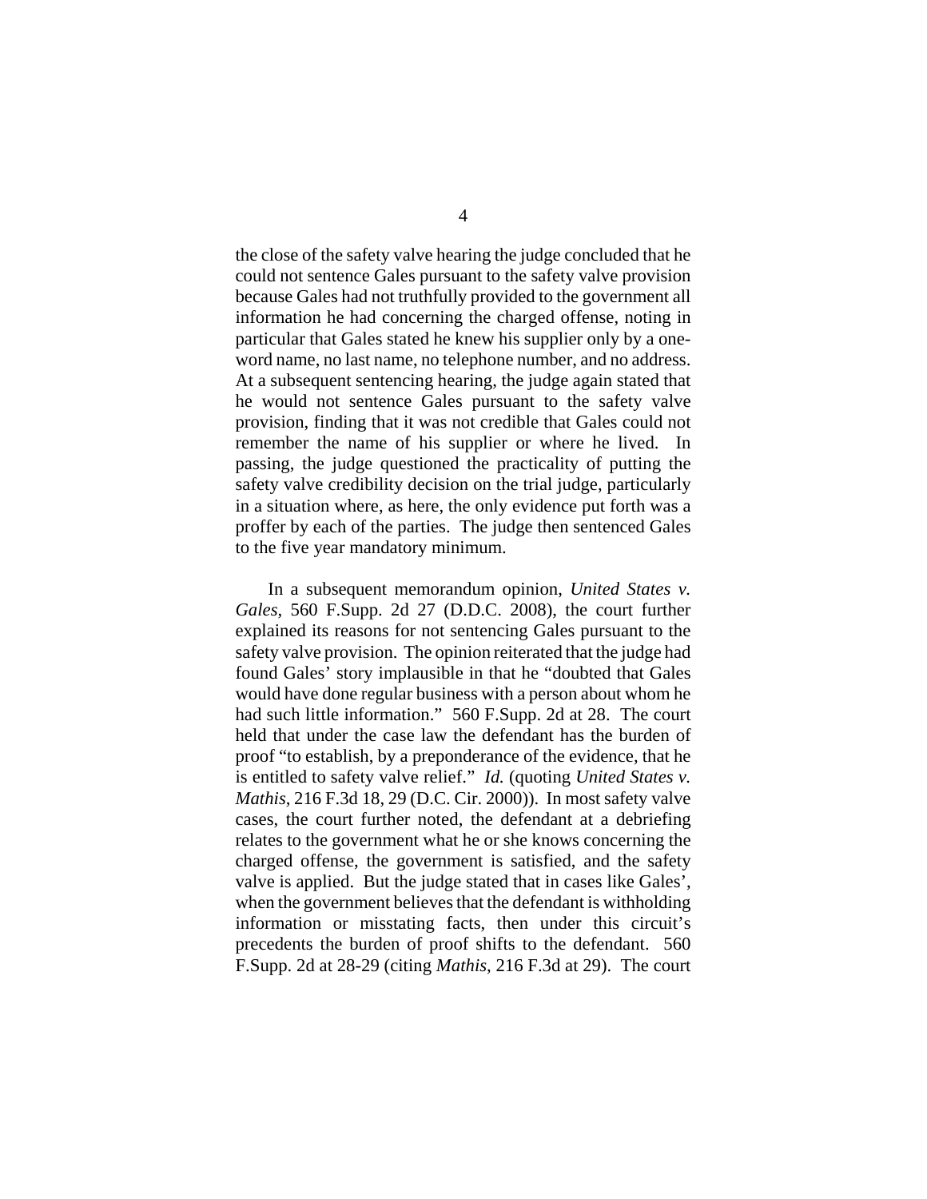the close of the safety valve hearing the judge concluded that he could not sentence Gales pursuant to the safety valve provision because Gales had not truthfully provided to the government all information he had concerning the charged offense, noting in particular that Gales stated he knew his supplier only by a one-word name, no last name, no telephone number, and no address. At a subsequent sentencing hearing, the judge again stated that he would not sentence Gales pursuant to the safety valve provision, finding that it was not credible that Gales could not remember the name of his supplier or where he lived. In passing, the judge questioned the practicality of putting the safety valve credibility decision on the trial judge, particularly in a situation where, as here, the only evidence put forth was a proffer by each of the parties. The judge then sentenced Gales to the five year mandatory minimum.

In a subsequent memorandum opinion, *United States v. Gales*, 560 F.Supp. 2d 27 (D.D.C. 2008), the court further explained its reasons for not sentencing Gales pursuant to the safety valve provision. The opinion reiterated that the judge had found Gales' story implausible in that he "doubted that Gales would have done regular business with a person about whom he had such little information." 560 F.Supp. 2d at 28. The court held that under the case law the defendant has the burden of proof "to establish, by a preponderance of the evidence, that he is entitled to safety valve relief." *Id.* (quoting *United States v. Mathis*, 216 F.3d 18, 29 (D.C. Cir. 2000)). In most safety valve cases, the court further noted, the defendant at a debriefing relates to the government what he or she knows concerning the charged offense, the government is satisfied, and the safety valve is applied. But the judge stated that in cases like Gales', when the government believes that the defendant is withholding information or misstating facts, then under this circuit's precedents the burden of proof shifts to the defendant. 560 F.Supp. 2d at 28-29 (citing *Mathis*, 216 F.3d at 29). The court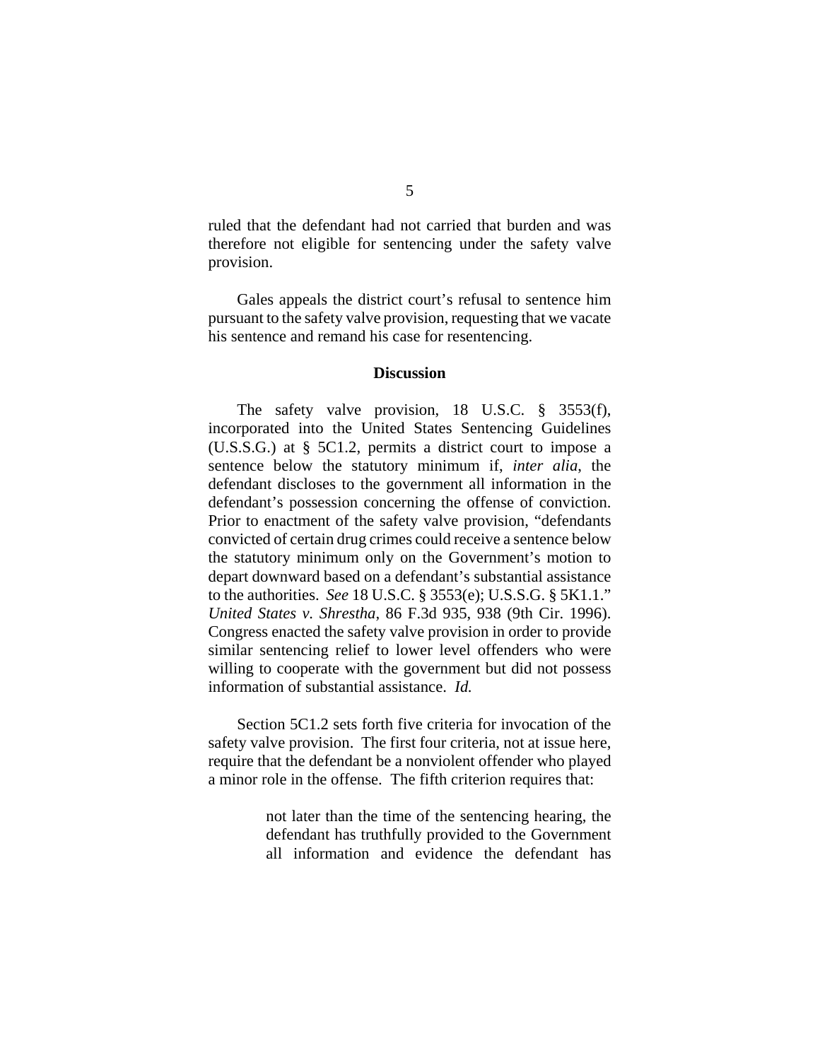ruled that the defendant had not carried that burden and was therefore not eligible for sentencing under the safety valve provision.

Gales appeals the district court's refusal to sentence him pursuant to the safety valve provision, requesting that we vacate his sentence and remand his case for resentencing.

## Discussion

The safety valve provision, 18 U.S.C. § 3553(f), incorporated into the United States Sentencing Guidelines (U.S.S.G.) at § 5C1.2, permits a district court to impose a sentence below the statutory minimum if, *inter alia*, the defendant discloses to the government all information in the defendant's possession concerning the offense of conviction. Prior to enactment of the safety valve provision, "defendants convicted of certain drug crimes could receive a sentence below the statutory minimum only on the Government's motion to depart downward based on a defendant's substantial assistance to the authorities. *See* 18 U.S.C. § 3553(e); U.S.S.G. § 5K1.1." *United States v. Shrestha*, 86 F.3d 935, 938 (9th Cir. 1996). Congress enacted the safety valve provision in order to provide similar sentencing relief to lower level offenders who were willing to cooperate with the government but did not possess information of substantial assistance. *Id.*

Section 5C1.2 sets forth five criteria for invocation of the safety valve provision. The first four criteria, not at issue here, require that the defendant be a nonviolent offender who played a minor role in the offense. The fifth criterion requires that:

> not later than the time of the sentencing hearing, the defendant has truthfully provided to the Government all information and evidence the defendant has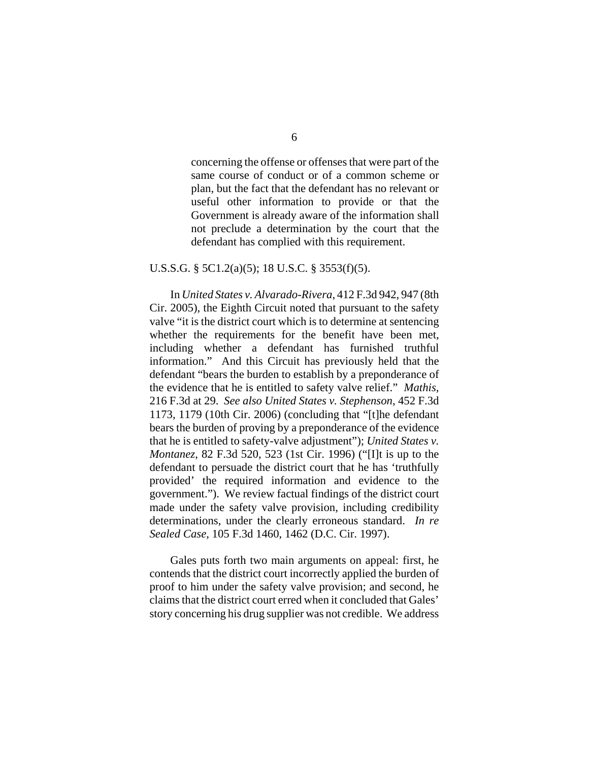> concerning the offense or offenses that were part of the same course of conduct or of a common scheme or plan, but the fact that the defendant has no relevant or useful other information to provide or that the Government is already aware of the information shall not preclude a determination by the court that the defendant has complied with this requirement.

U.S.S.G. § 5C1.2(a)(5); 18 U.S.C. § 3553(f)(5).

In *United States v. Alvarado-Rivera*, 412 F.3d 942, 947 (8th Cir. 2005), the Eighth Circuit noted that pursuant to the safety valve "it is the district court which is to determine at sentencing whether the requirements for the benefit have been met, including whether a defendant has furnished truthful information." And this Circuit has previously held that the defendant "bears the burden to establish by a preponderance of the evidence that he is entitled to safety valve relief." *Mathis*, 216 F.3d at 29. *See also United States v. Stephenson*, 452 F.3d 1173, 1179 (10th Cir. 2006) (concluding that "[t]he defendant bears the burden of proving by a preponderance of the evidence that he is entitled to safety-valve adjustment"); *United States v. Montanez*, 82 F.3d 520, 523 (1st Cir. 1996) ("[I]t is up to the defendant to persuade the district court that he has 'truthfully provided' the required information and evidence to the government."). We review factual findings of the district court made under the safety valve provision, including credibility determinations, under the clearly erroneous standard. *In re Sealed Case*, 105 F.3d 1460, 1462 (D.C. Cir. 1997).

Gales puts forth two main arguments on appeal: first, he contends that the district court incorrectly applied the burden of proof to him under the safety valve provision; and second, he claims that the district court erred when it concluded that Gales' story concerning his drug supplier was not credible. We address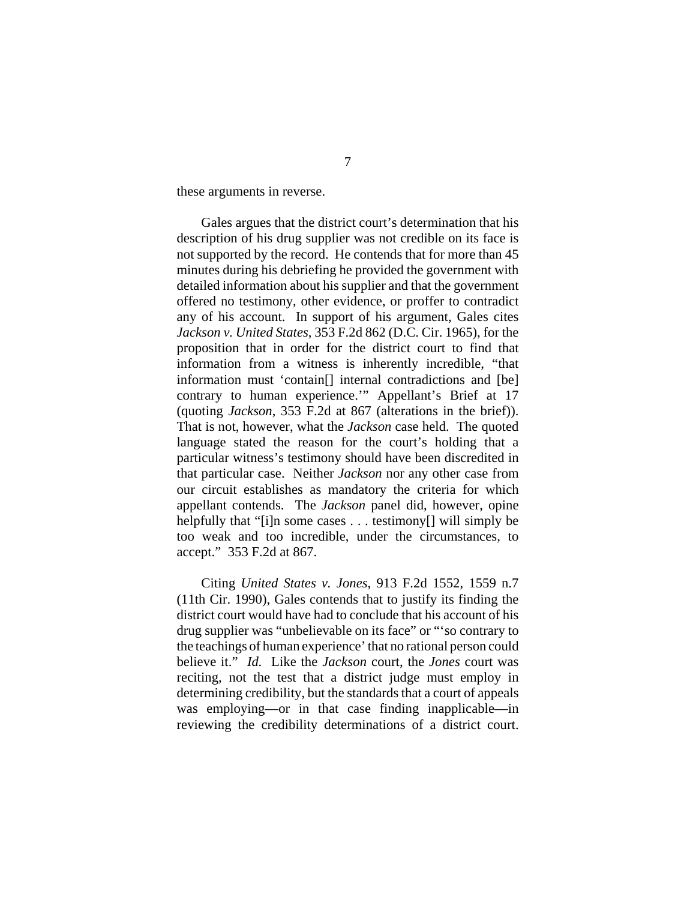these arguments in reverse.

Gales argues that the district court's determination that his description of his drug supplier was not credible on its face is not supported by the record. He contends that for more than 45 minutes during his debriefing he provided the government with detailed information about his supplier and that the government offered no testimony, other evidence, or proffer to contradict any of his account. In support of his argument, Gales cites *Jackson v. United States*, 353 F.2d 862 (D.C. Cir. 1965), for the proposition that in order for the district court to find that information from a witness is inherently incredible, "that information must 'contain[] internal contradictions and [be] contrary to human experience.'" Appellant's Brief at 17 (quoting *Jackson*, 353 F.2d at 867 (alterations in the brief)). That is not, however, what the *Jackson* case held. The quoted language stated the reason for the court's holding that a particular witness's testimony should have been discredited in that particular case. Neither *Jackson* nor any other case from our circuit establishes as mandatory the criteria for which appellant contends. The *Jackson* panel did, however, opine helpfully that "[i]n some cases . . . testimony[] will simply be too weak and too incredible, under the circumstances, to accept." 353 F.2d at 867.

Citing *United States v. Jones*, 913 F.2d 1552, 1559 n.7 (11th Cir. 1990), Gales contends that to justify its finding the district court would have had to conclude that his account of his drug supplier was "unbelievable on its face" or "'so contrary to the teachings of human experience' that no rational person could believe it." *Id.* Like the *Jackson* court, the *Jones* court was reciting, not the test that a district judge must employ in determining credibility, but the standards that a court of appeals was employing—or in that case finding inapplicable—in reviewing the credibility determinations of a district court.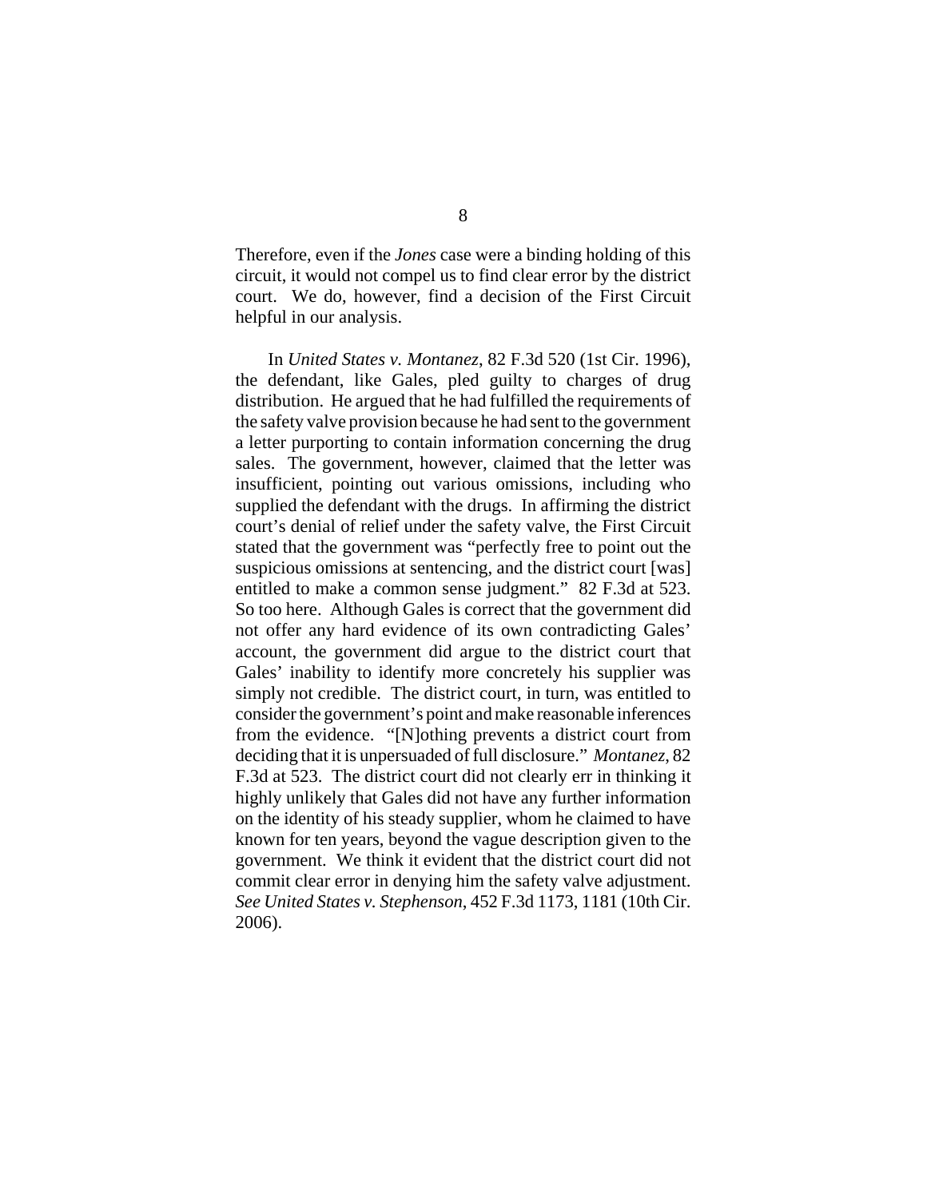Therefore, even if the *Jones* case were a binding holding of this circuit, it would not compel us to find clear error by the district court. We do, however, find a decision of the First Circuit helpful in our analysis.

In *United States v. Montanez*, 82 F.3d 520 (1st Cir. 1996), the defendant, like Gales, pled guilty to charges of drug distribution. He argued that he had fulfilled the requirements of the safety valve provision because he had sent to the government a letter purporting to contain information concerning the drug sales. The government, however, claimed that the letter was insufficient, pointing out various omissions, including who supplied the defendant with the drugs. In affirming the district court's denial of relief under the safety valve, the First Circuit stated that the government was "perfectly free to point out the suspicious omissions at sentencing, and the district court [was] entitled to make a common sense judgment." 82 F.3d at 523. So too here. Although Gales is correct that the government did not offer any hard evidence of its own contradicting Gales' account, the government did argue to the district court that Gales' inability to identify more concretely his supplier was simply not credible. The district court, in turn, was entitled to consider the government's point and make reasonable inferences from the evidence. "[N]othing prevents a district court from deciding that it is unpersuaded of full disclosure." *Montanez*, 82 F.3d at 523. The district court did not clearly err in thinking it highly unlikely that Gales did not have any further information on the identity of his steady supplier, whom he claimed to have known for ten years, beyond the vague description given to the government. We think it evident that the district court did not commit clear error in denying him the safety valve adjustment. *See United States v. Stephenson*, 452 F.3d 1173, 1181 (10th Cir. 2006).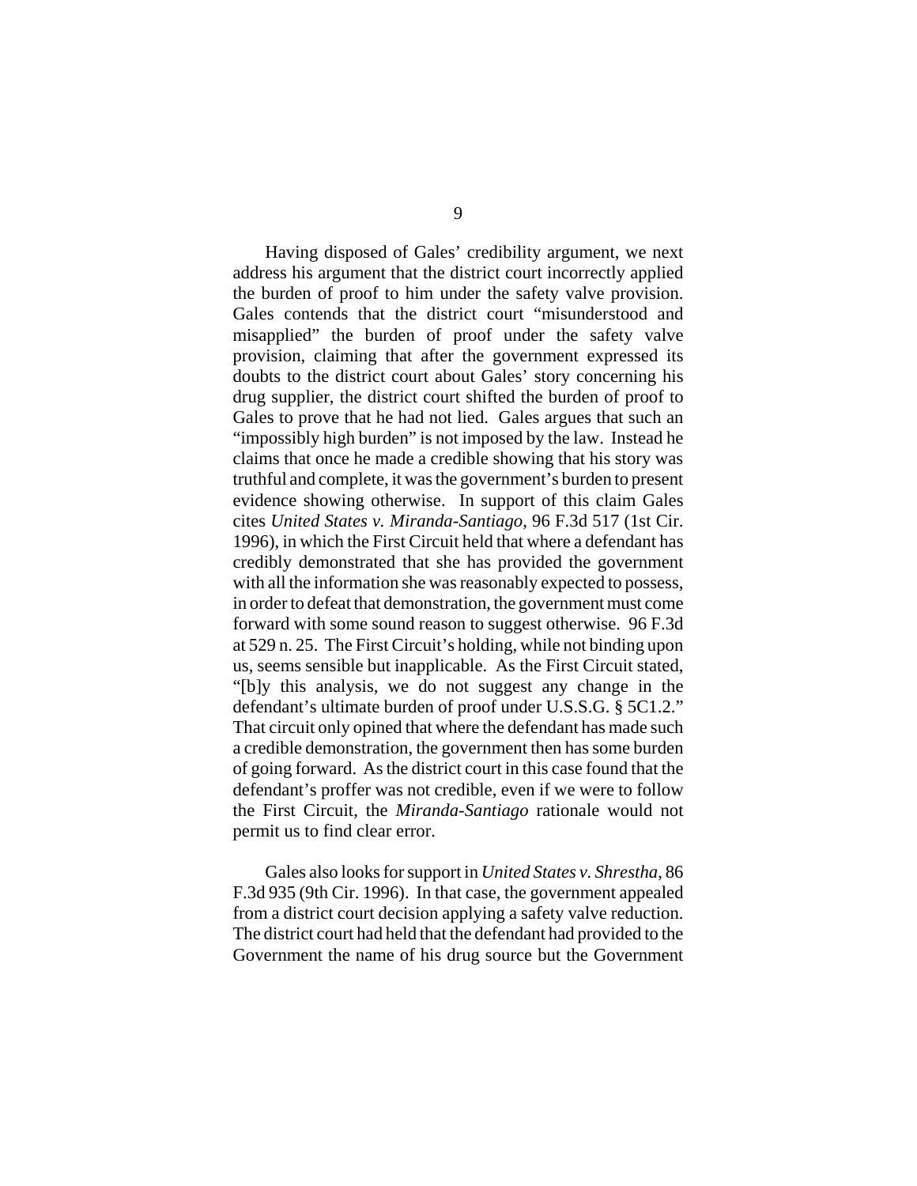Having disposed of Gales' credibility argument, we next address his argument that the district court incorrectly applied the burden of proof to him under the safety valve provision. Gales contends that the district court "misunderstood and misapplied" the burden of proof under the safety valve provision, claiming that after the government expressed its doubts to the district court about Gales' story concerning his drug supplier, the district court shifted the burden of proof to Gales to prove that he had not lied. Gales argues that such an "impossibly high burden" is not imposed by the law. Instead he claims that once he made a credible showing that his story was truthful and complete, it was the government's burden to present evidence showing otherwise. In support of this claim Gales cites *United States v. Miranda-Santiago*, 96 F.3d 517 (1st Cir. 1996), in which the First Circuit held that where a defendant has credibly demonstrated that she has provided the government with all the information she was reasonably expected to possess, in order to defeat that demonstration, the government must come forward with some sound reason to suggest otherwise. 96 F.3d at 529 n. 25. The First Circuit's holding, while not binding upon us, seems sensible but inapplicable. As the First Circuit stated, "[b]y this analysis, we do not suggest any change in the defendant's ultimate burden of proof under U.S.S.G. § 5C1.2." That circuit only opined that where the defendant has made such a credible demonstration, the government then has some burden of going forward. As the district court in this case found that the defendant's proffer was not credible, even if we were to follow the First Circuit, the *Miranda-Santiago* rationale would not permit us to find clear error.

Gales also looks for support in *United States v. Shrestha*, 86 F.3d 935 (9th Cir. 1996). In that case, the government appealed from a district court decision applying a safety valve reduction. The district court had held that the defendant had provided to the Government the name of his drug source but the Government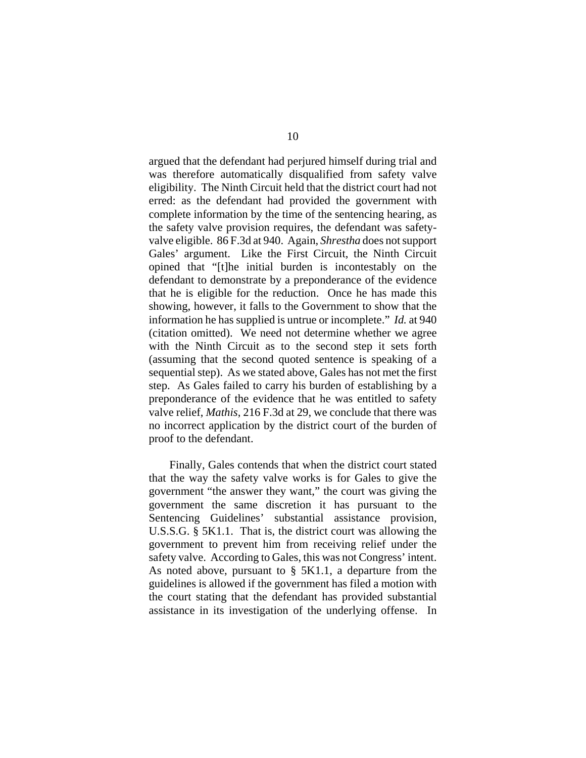argued that the defendant had perjured himself during trial and was therefore automatically disqualified from safety valve eligibility. The Ninth Circuit held that the district court had not erred: as the defendant had provided the government with complete information by the time of the sentencing hearing, as the safety valve provision requires, the defendant was safety-valve eligible. 86 F.3d at 940. Again, *Shrestha* does not support Gales' argument. Like the First Circuit, the Ninth Circuit opined that "[t]he initial burden is incontestably on the defendant to demonstrate by a preponderance of the evidence that he is eligible for the reduction. Once he has made this showing, however, it falls to the Government to show that the information he has supplied is untrue or incomplete." *Id.* at 940 (citation omitted). We need not determine whether we agree with the Ninth Circuit as to the second step it sets forth (assuming that the second quoted sentence is speaking of a sequential step). As we stated above, Gales has not met the first step. As Gales failed to carry his burden of establishing by a preponderance of the evidence that he was entitled to safety valve relief, *Mathis*, 216 F.3d at 29, we conclude that there was no incorrect application by the district court of the burden of proof to the defendant.

Finally, Gales contends that when the district court stated that the way the safety valve works is for Gales to give the government "the answer they want," the court was giving the government the same discretion it has pursuant to the Sentencing Guidelines' substantial assistance provision, U.S.S.G. § 5K1.1. That is, the district court was allowing the government to prevent him from receiving relief under the safety valve. According to Gales, this was not Congress' intent. As noted above, pursuant to § 5K1.1, a departure from the guidelines is allowed if the government has filed a motion with the court stating that the defendant has provided substantial assistance in its investigation of the underlying offense. In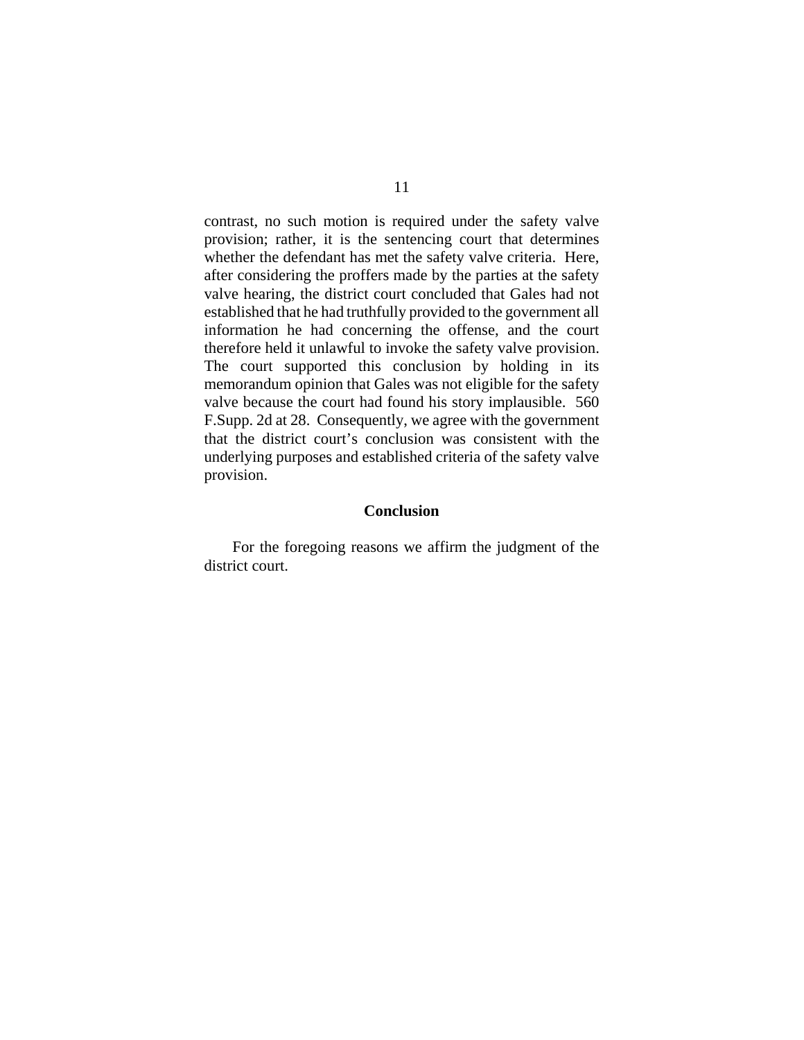contrast, no such motion is required under the safety valve provision; rather, it is the sentencing court that determines whether the defendant has met the safety valve criteria. Here, after considering the proffers made by the parties at the safety valve hearing, the district court concluded that Gales had not established that he had truthfully provided to the government all information he had concerning the offense, and the court therefore held it unlawful to invoke the safety valve provision. The court supported this conclusion by holding in its memorandum opinion that Gales was not eligible for the safety valve because the court had found his story implausible. 560 F.Supp. 2d at 28. Consequently, we agree with the government that the district court's conclusion was consistent with the underlying purposes and established criteria of the safety valve provision.

## Conclusion

For the foregoing reasons we affirm the judgment of the district court.